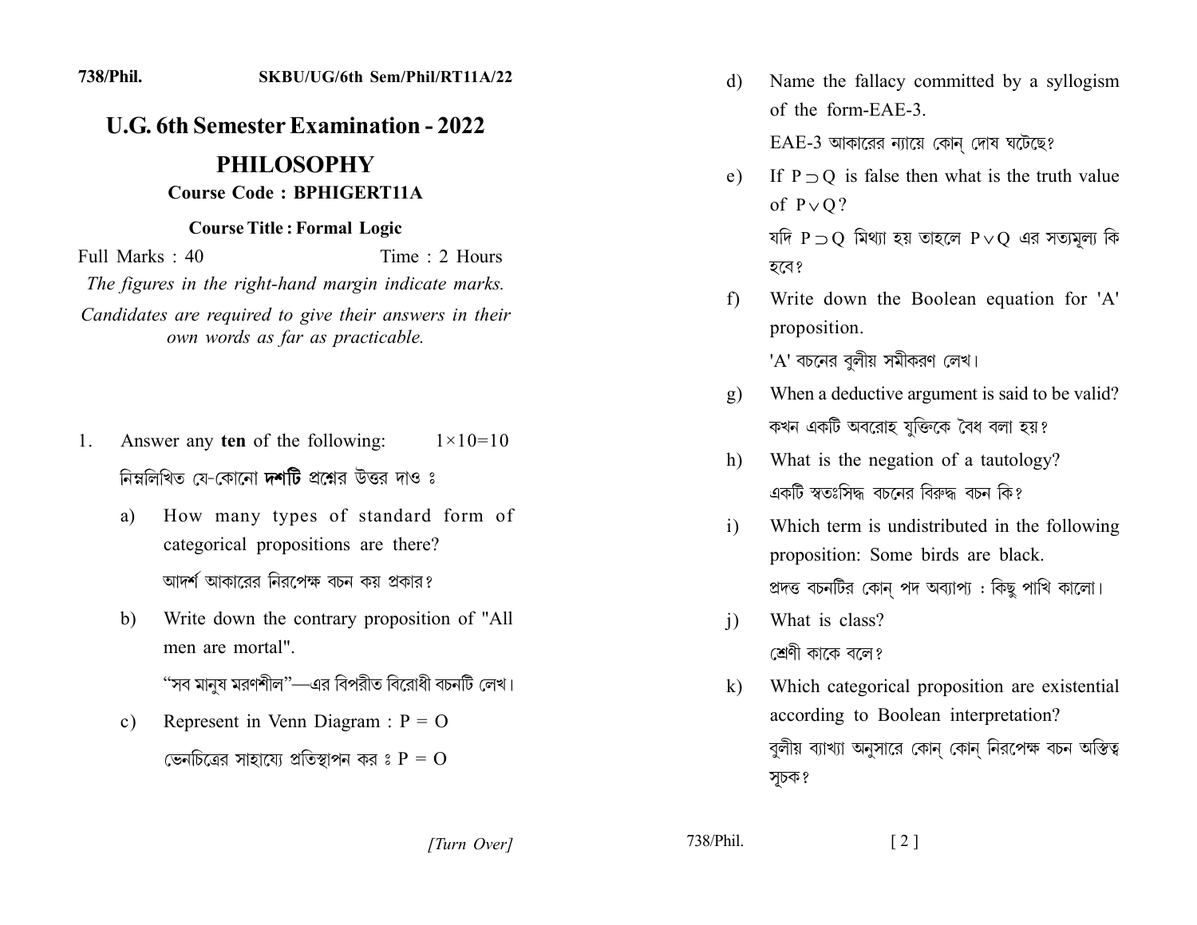738/Phil. SKBU/UG/6th Sem/Phil/RT11A/22

# U.G. 6th Semester Examination - 2022

## PHILOSOPHY

**Course Code : BPHIGERT11A**

**Course Title : Formal Logic**

Full Marks : 40 Time : 2 Hours

*The figures in the right-hand margin indicate marks.*

*Candidates are required to give their answers in their own words as far as practicable.*

1. Answer any **ten** of the following: $1 \times 10 = 10$

   নিম্নলিখিত যে-কোনো **দশটি** প্রশ্নের উত্তর দাও ঃ

   a) How many types of standard form of categorical propositions are there?

   আদর্শ আকারের নিরপেক্ষ বচন কয় প্রকার?

   b) Write down the contrary proposition of "All men are mortal".

   "সব মানুষ মরণশীল"—এর বিপরীত বিরোধী বচনটি লেখ।

   c) Represent in Venn Diagram : P = O

   ভেনচিত্রের সাহায্যে প্রতিস্থাপন কর ঃ P = O

   d) Name the fallacy committed by a syllogism of the form-EAE-3.

   EAE-3 আকারের ন্যায়ে কোন্ দোষ ঘটেছে?

   e) If $P \supset Q$ is false then what is the truth value of $P \vee Q$?

   যদি $P \supset Q$ মিথ্যা হয় তাহলে $P \vee Q$ এর সত্যমূল্য কি হবে?

   f) Write down the Boolean equation for 'A' proposition.

   'A' বচনের বুলীয় সমীকরণ লেখ।

   g) When a deductive argument is said to be valid?

   কখন একটি অবরোহ যুক্তিকে বৈধ বলা হয়?

   h) What is the negation of a tautology?

   একটি স্বতঃসিদ্ধ বচনের বিরুদ্ধ বচন কি?

   i) Which term is undistributed in the following proposition: Some birds are black.

   প্রদত্ত বচনটির কোন্ পদ অব্যাপ্য : কিছু পাখি কালো।

   j) What is class?

   শ্রেণী কাকে বলে?

   k) Which categorical proposition are existential according to Boolean interpretation?

   বুলীয় ব্যাখ্যা অনুসারে কোন্ কোন্ নিরপেক্ষ বচন অস্তিত্ব সূচক?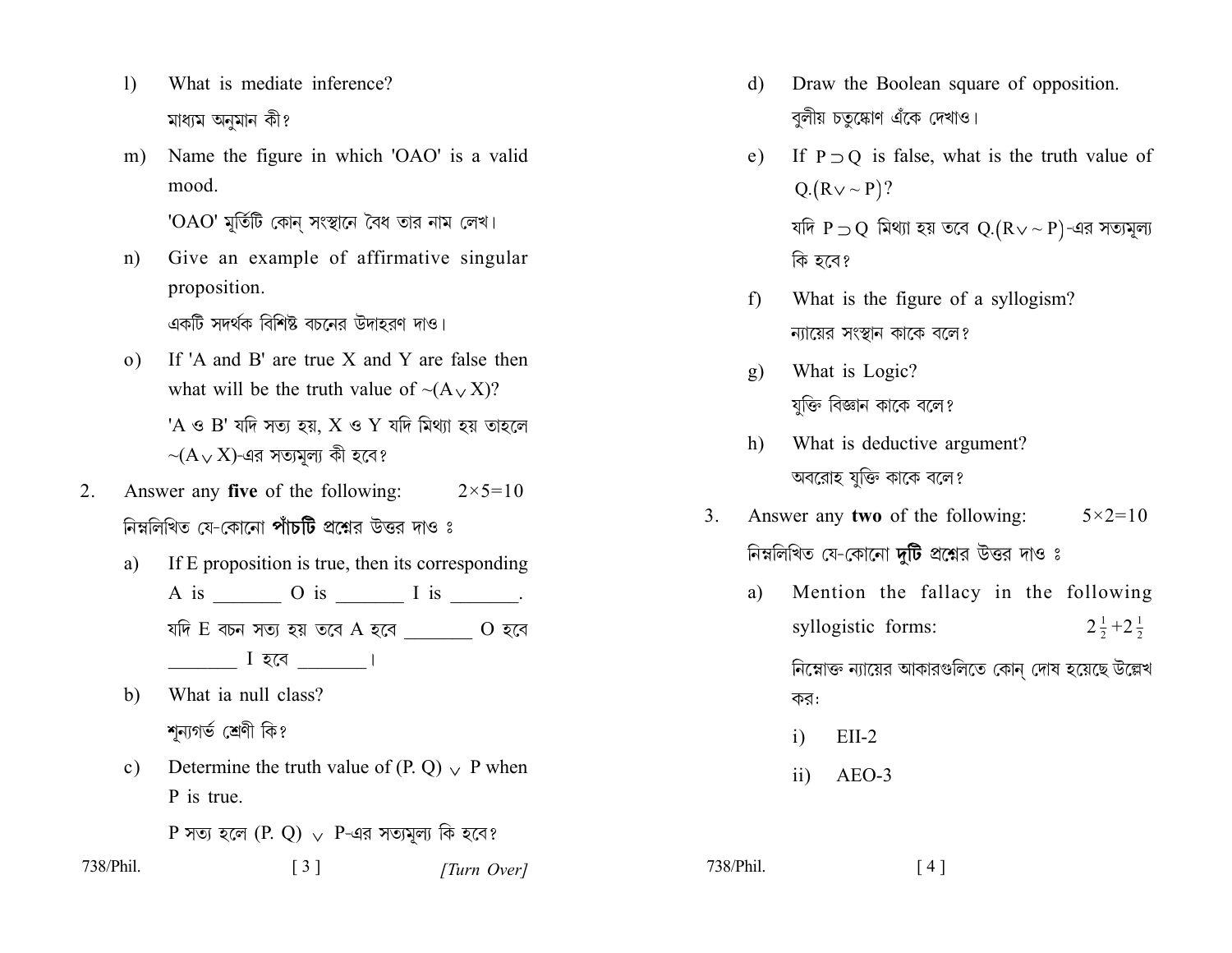l) What is mediate inference?

মাধ্যম অনুমান কী?

m) Name the figure in which 'OAO' is a valid mood.

'OAO' মূর্তিটি কোন্ সংস্থানে বৈধ তার নাম লেখ।

n) Give an example of affirmative singular proposition.

একটি সদর্থক বিশিষ্ট বচনের উদাহরণ দাও।

o) If 'A and B' are true X and Y are false then what will be the truth value of $\sim(A \vee X)$?

'A ও B' যদি সত্য হয়, X ও Y যদি মিথ্যা হয় তাহলে $\sim(A \vee X)$-এর সত্যমূল্য কী হবে?

2. Answer any **five** of the following: $2\times5=10$

নিম্নলিখিত যে-কোনো **পাঁচটি** প্রশ্নের উত্তর দাও ঃ

a) If E proposition is true, then its corresponding A is _______ O is _______ I is _______.

যদি E বচন সত্য হয় তবে A হবে _______ O হবে _______ I হবে _______।

b) What ia null class?

শূন্যগর্ভ শ্রেণী কি?

c) Determine the truth value of $(P. Q) \vee P$ when P is true.

P সত্য হলে $(P. Q) \vee P$-এর সত্যমূল্য কি হবে?

d) Draw the Boolean square of opposition.

বুলীয় চতুষ্কোণ এঁকে দেখাও।

e) If $P \supset Q$ is false, what is the truth value of $Q.(R \vee \sim P)$?

যদি $P \supset Q$ মিথ্যা হয় তবে $Q.(R \vee \sim P)$-এর সত্যমূল্য কি হবে?

f) What is the figure of a syllogism?

ন্যায়ের সংস্থান কাকে বলে?

g) What is Logic?

যুক্তি বিজ্ঞান কাকে বলে?

h) What is deductive argument?

অবরোহ যুক্তি কাকে বলে?

3. Answer any **two** of the following: $5\times2=10$

নিম্নলিখিত যে-কোনো **দুটি** প্রশ্নের উত্তর দাও ঃ

a) Mention the fallacy in the following syllogistic forms: $2\frac{1}{2}+2\frac{1}{2}$

নিম্নোক্ত ন্যায়ের আকারগুলিতে কোন্ দোষ হয়েছে উল্লেখ কর:

i) EII-2

ii) AEO-3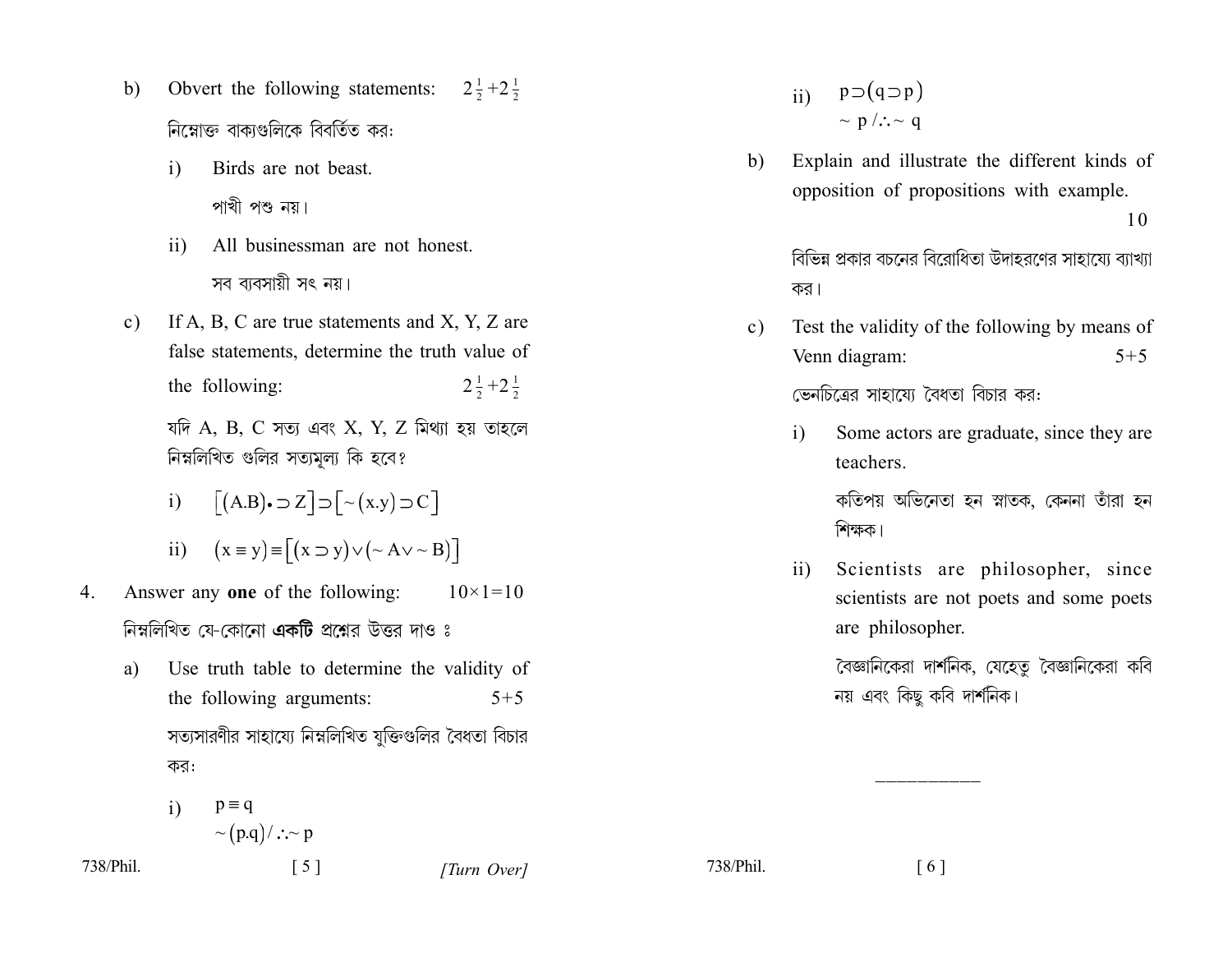b) Obvert the following statements: $2\frac{1}{2}+2\frac{1}{2}$

নিম্নোক্ত বাক্যগুলিকে বিবর্তিত কর:

i) Birds are not beast.

পাখী পশু নয়।

ii) All businessman are not honest.

সব ব্যবসায়ী সৎ নয়।

c) If A, B, C are true statements and X, Y, Z are false statements, determine the truth value of the following: $2\frac{1}{2}+2\frac{1}{2}$

যদি A, B, C সত্য এবং X, Y, Z মিথ্যা হয় তাহলে নিম্নলিখিত গুলির সত্যমূল্য কি হবে?

i) $\left[(A.B)\bullet \supset Z\right] \supset \left[\sim (x.y) \supset C\right]$

ii) $(x \equiv y) \equiv \left[(x \supset y) \vee (\sim A \vee \sim B)\right]$

4. Answer any **one** of the following: $10\times1=10$

নিম্নলিখিত যে-কোনো **একটি** প্রশ্নের উত্তর দাও ঃ

a) Use truth table to determine the validity of the following arguments: 5+5

সত্যসারণীর সাহায্যে নিম্নলিখিত যুক্তিগুলির বৈধতা বিচার কর:

i) $p \equiv q$
$\sim (p.q) / \therefore \sim p$

ii) $p \supset (q \supset p)$
$\sim p / \therefore \sim q$

b) Explain and illustrate the different kinds of opposition of propositions with example. 10

বিভিন্ন প্রকার বচনের বিরোধিতা উদাহরণের সাহায্যে ব্যাখ্যা কর।

c) Test the validity of the following by means of Venn diagram: 5+5

ভেনচিত্রের সাহায্যে বৈধতা বিচার কর:

i) Some actors are graduate, since they are teachers.

কতিপয় অভিনেতা হন স্নাতক, কেননা তাঁরা হন শিক্ষক।

ii) Scientists are philosopher, since scientists are not poets and some poets are philosopher.

বৈজ্ঞানিকেরা দার্শনিক, যেহেতু বৈজ্ঞানিকেরা কবি নয় এবং কিছু কবি দার্শনিক।

———————